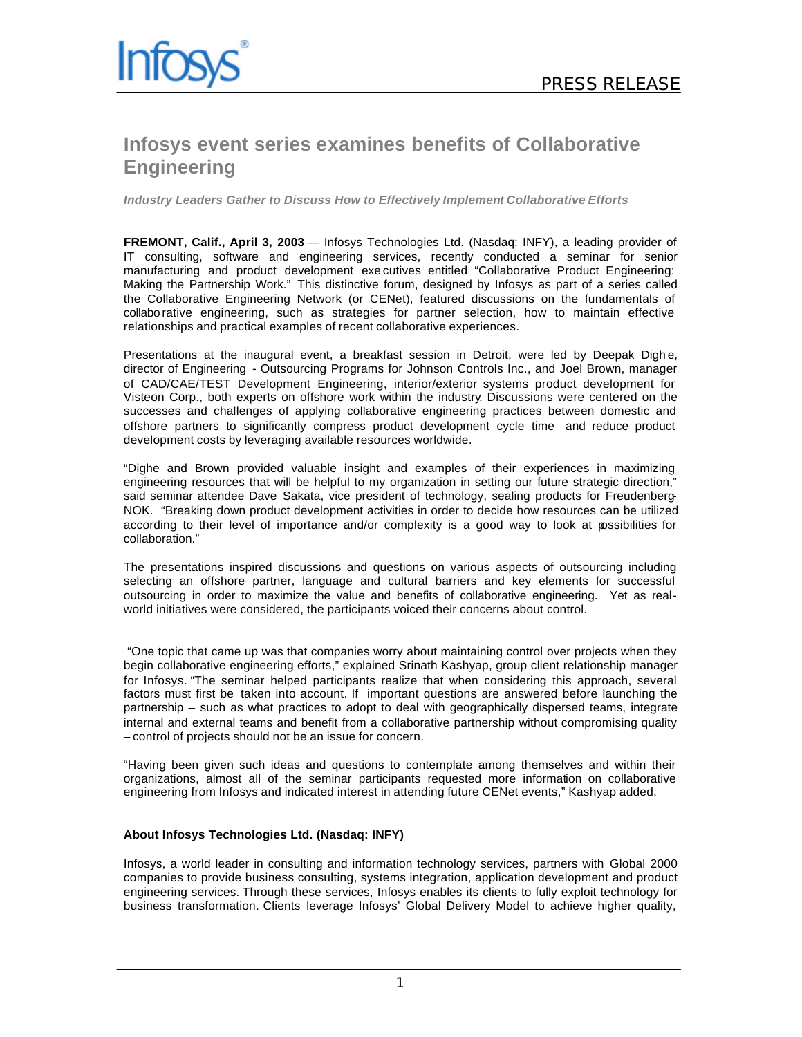Infosys®

PRESS RELEASE

# Infosys event series examines benefits of Collaborative Engineering

***Industry Leaders Gather to Discuss How to Effectively Implement Collaborative Efforts***

**FREMONT, Calif., April 3, 2003** — Infosys Technologies Ltd. (Nasdaq: INFY), a leading provider of IT consulting, software and engineering services, recently conducted a seminar for senior manufacturing and product development executives entitled "Collaborative Product Engineering: Making the Partnership Work." This distinctive forum, designed by Infosys as part of a series called the Collaborative Engineering Network (or CENet), featured discussions on the fundamentals of collaborative engineering, such as strategies for partner selection, how to maintain effective relationships and practical examples of recent collaborative experiences.

Presentations at the inaugural event, a breakfast session in Detroit, were led by Deepak Dighe, director of Engineering - Outsourcing Programs for Johnson Controls Inc., and Joel Brown, manager of CAD/CAE/TEST Development Engineering, interior/exterior systems product development for Visteon Corp., both experts on offshore work within the industry. Discussions were centered on the successes and challenges of applying collaborative engineering practices between domestic and offshore partners to significantly compress product development cycle time and reduce product development costs by leveraging available resources worldwide.

"Dighe and Brown provided valuable insight and examples of their experiences in maximizing engineering resources that will be helpful to my organization in setting our future strategic direction," said seminar attendee Dave Sakata, vice president of technology, sealing products for Freudenberg-NOK. "Breaking down product development activities in order to decide how resources can be utilized according to their level of importance and/or complexity is a good way to look at possibilities for collaboration."

The presentations inspired discussions and questions on various aspects of outsourcing including selecting an offshore partner, language and cultural barriers and key elements for successful outsourcing in order to maximize the value and benefits of collaborative engineering. Yet as real-world initiatives were considered, the participants voiced their concerns about control.

"One topic that came up was that companies worry about maintaining control over projects when they begin collaborative engineering efforts," explained Srinath Kashyap, group client relationship manager for Infosys. "The seminar helped participants realize that when considering this approach, several factors must first be taken into account. If important questions are answered before launching the partnership – such as what practices to adopt to deal with geographically dispersed teams, integrate internal and external teams and benefit from a collaborative partnership without compromising quality – control of projects should not be an issue for concern.

"Having been given such ideas and questions to contemplate among themselves and within their organizations, almost all of the seminar participants requested more information on collaborative engineering from Infosys and indicated interest in attending future CENet events," Kashyap added.

**About Infosys Technologies Ltd. (Nasdaq: INFY)**

Infosys, a world leader in consulting and information technology services, partners with Global 2000 companies to provide business consulting, systems integration, application development and product engineering services. Through these services, Infosys enables its clients to fully exploit technology for business transformation. Clients leverage Infosys' Global Delivery Model to achieve higher quality,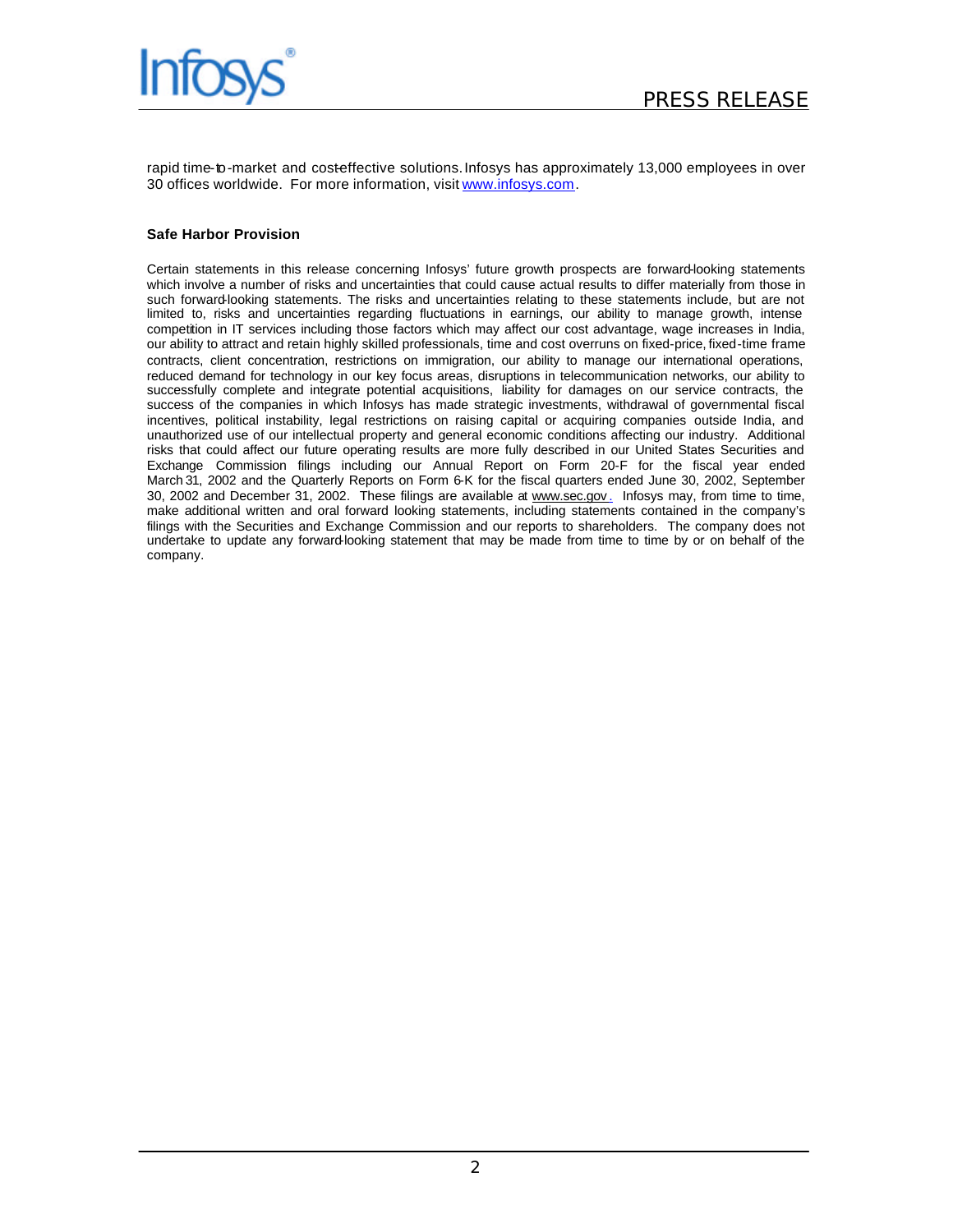rapid time-to-market and cost-effective solutions. Infosys has approximately 13,000 employees in over 30 offices worldwide. For more information, visit www.infosys.com.

**Safe Harbor Provision**

Certain statements in this release concerning Infosys' future growth prospects are forward-looking statements which involve a number of risks and uncertainties that could cause actual results to differ materially from those in such forward-looking statements. The risks and uncertainties relating to these statements include, but are not limited to, risks and uncertainties regarding fluctuations in earnings, our ability to manage growth, intense competition in IT services including those factors which may affect our cost advantage, wage increases in India, our ability to attract and retain highly skilled professionals, time and cost overruns on fixed-price, fixed-time frame contracts, client concentration, restrictions on immigration, our ability to manage our international operations, reduced demand for technology in our key focus areas, disruptions in telecommunication networks, our ability to successfully complete and integrate potential acquisitions, liability for damages on our service contracts, the success of the companies in which Infosys has made strategic investments, withdrawal of governmental fiscal incentives, political instability, legal restrictions on raising capital or acquiring companies outside India, and unauthorized use of our intellectual property and general economic conditions affecting our industry. Additional risks that could affect our future operating results are more fully described in our United States Securities and Exchange Commission filings including our Annual Report on Form 20-F for the fiscal year ended March 31, 2002 and the Quarterly Reports on Form 6-K for the fiscal quarters ended June 30, 2002, September 30, 2002 and December 31, 2002. These filings are available at www.sec.gov. Infosys may, from time to time, make additional written and oral forward looking statements, including statements contained in the company's filings with the Securities and Exchange Commission and our reports to shareholders. The company does not undertake to update any forward-looking statement that may be made from time to time by or on behalf of the company.